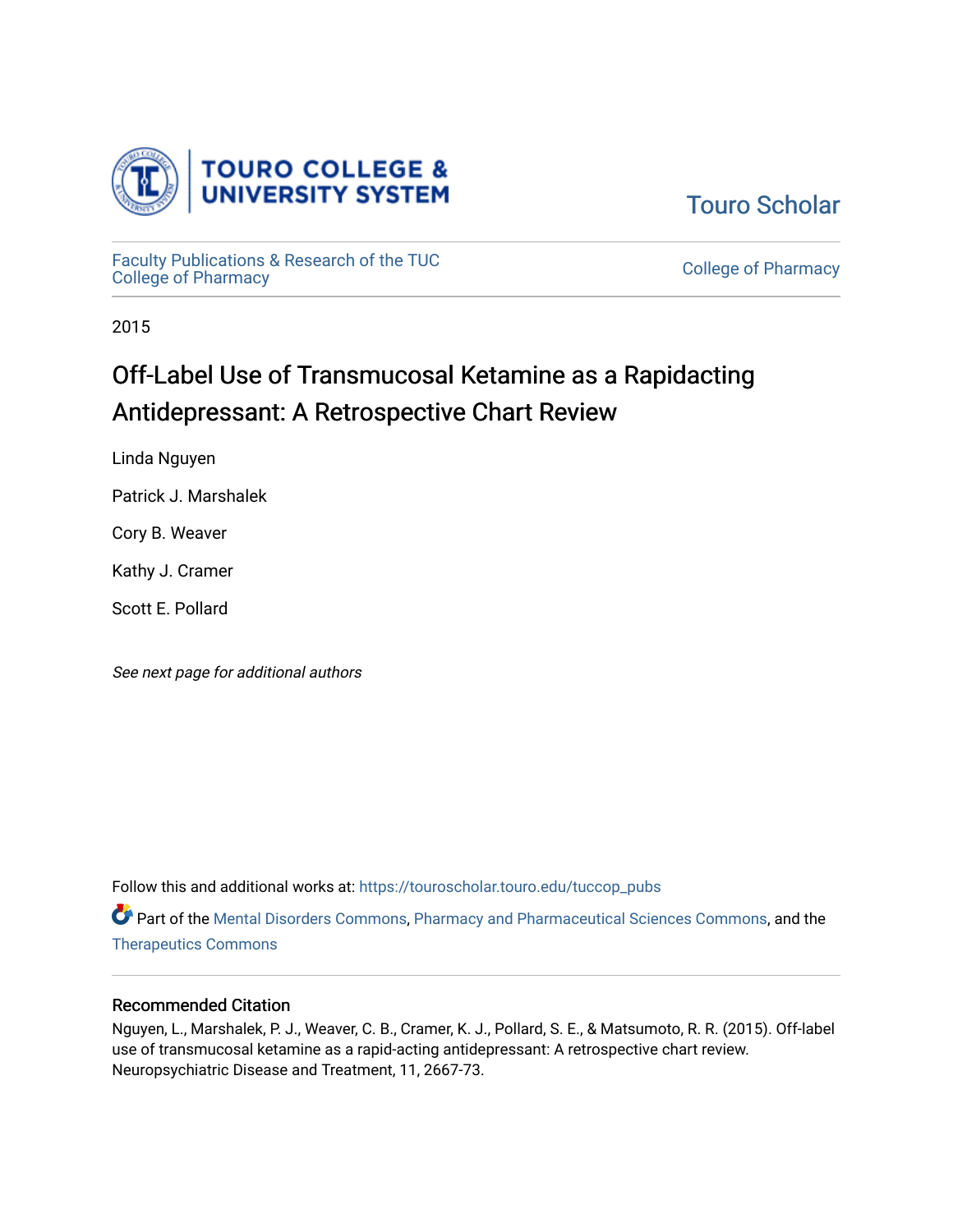Touro College & University System

Touro Scholar

Faculty Publications & Research of the TUC College of Pharmacy

College of Pharmacy

2015

# Off-Label Use of Transmucosal Ketamine as a Rapidacting Antidepressant: A Retrospective Chart Review

Linda Nguyen

Patrick J. Marshalek

Cory B. Weaver

Kathy J. Cramer

Scott E. Pollard

*See next page for additional authors*

Follow this and additional works at: https://touroscholar.touro.edu/tuccop_pubs

Part of the Mental Disorders Commons, Pharmacy and Pharmaceutical Sciences Commons, and the Therapeutics Commons

## Recommended Citation

Nguyen, L., Marshalek, P. J., Weaver, C. B., Cramer, K. J., Pollard, S. E., & Matsumoto, R. R. (2015). Off-label use of transmucosal ketamine as a rapid-acting antidepressant: A retrospective chart review. Neuropsychiatric Disease and Treatment, 11, 2667-73.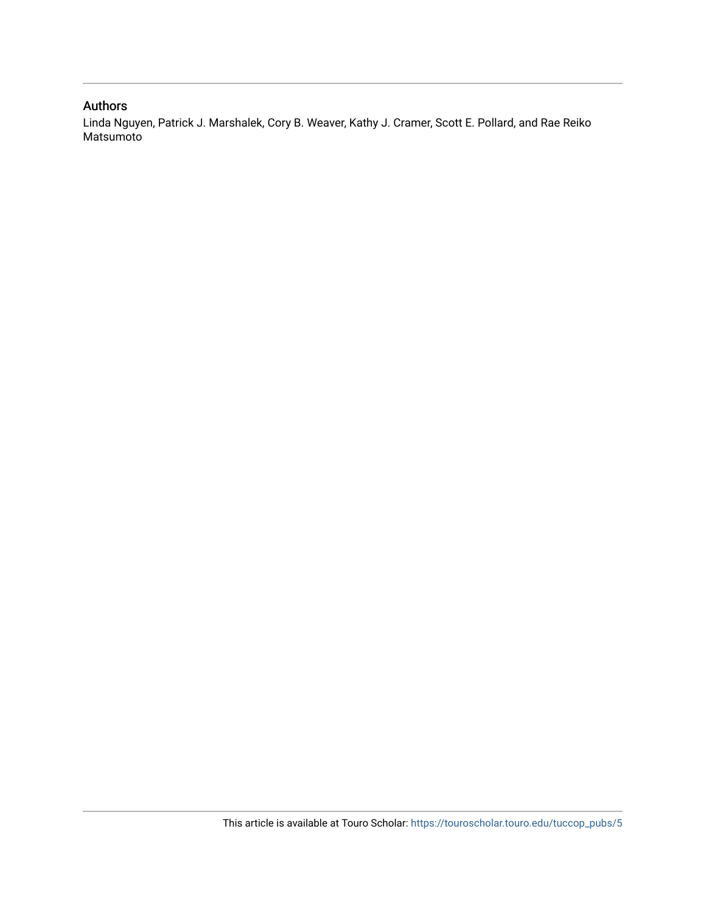## Authors

Linda Nguyen, Patrick J. Marshalek, Cory B. Weaver, Kathy J. Cramer, Scott E. Pollard, and Rae Reiko Matsumoto

This article is available at Touro Scholar: https://touroscholar.touro.edu/tuccop_pubs/5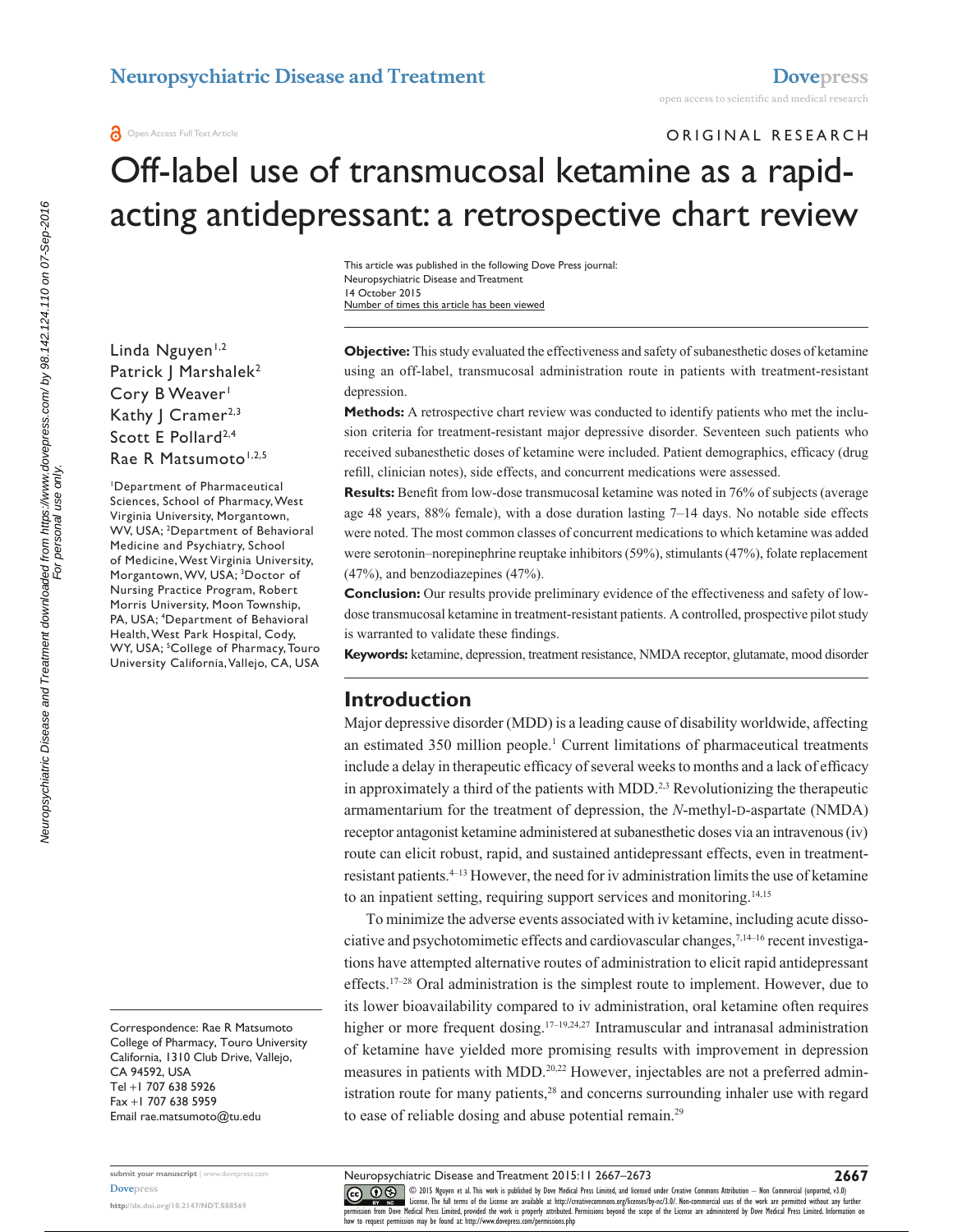ORIGINAL RESEARCH

# Off-label use of transmucosal ketamine as a rapid-acting antidepressant: a retrospective chart review

This article was published in the following Dove Press journal:
Neuropsychiatric Disease and Treatment
14 October 2015
Number of times this article has been viewed

Linda Nguyen[1,2]
Patrick J Marshalek[2]
Cory B Weaver[1]
Kathy J Cramer[2,3]
Scott E Pollard[2,4]
Rae R Matsumoto[1,2,5]

[1]Department of Pharmaceutical Sciences, School of Pharmacy, West Virginia University, Morgantown, WV, USA; [2]Department of Behavioral Medicine and Psychiatry, School of Medicine, West Virginia University, Morgantown, WV, USA; [3]Doctor of Nursing Practice Program, Robert Morris University, Moon Township, PA, USA; [4]Department of Behavioral Health, West Park Hospital, Cody, WY, USA; [5]College of Pharmacy, Touro University California, Vallejo, CA, USA

Correspondence: Rae R Matsumoto
College of Pharmacy, Touro University California, 1310 Club Drive, Vallejo, CA 94592, USA
Tel +1 707 638 5926
Fax +1 707 638 5959
Email rae.matsumoto@tu.edu

**Objective:** This study evaluated the effectiveness and safety of subanesthetic doses of ketamine using an off-label, transmucosal administration route in patients with treatment-resistant depression.

**Methods:** A retrospective chart review was conducted to identify patients who met the inclusion criteria for treatment-resistant major depressive disorder. Seventeen such patients who received subanesthetic doses of ketamine were included. Patient demographics, efficacy (drug refill, clinician notes), side effects, and concurrent medications were assessed.

**Results:** Benefit from low-dose transmucosal ketamine was noted in 76% of subjects (average age 48 years, 88% female), with a dose duration lasting 7–14 days. No notable side effects were noted. The most common classes of concurrent medications to which ketamine was added were serotonin–norepinephrine reuptake inhibitors (59%), stimulants (47%), folate replacement (47%), and benzodiazepines (47%).

**Conclusion:** Our results provide preliminary evidence of the effectiveness and safety of low-dose transmucosal ketamine in treatment-resistant patients. A controlled, prospective pilot study is warranted to validate these findings.

**Keywords:** ketamine, depression, treatment resistance, NMDA receptor, glutamate, mood disorder

## Introduction

Major depressive disorder (MDD) is a leading cause of disability worldwide, affecting an estimated 350 million people.[1] Current limitations of pharmaceutical treatments include a delay in therapeutic efficacy of several weeks to months and a lack of efficacy in approximately a third of the patients with MDD.[2,3] Revolutionizing the therapeutic armamentarium for the treatment of depression, the *N*-methyl-D-aspartate (NMDA) receptor antagonist ketamine administered at subanesthetic doses via an intravenous (iv) route can elicit robust, rapid, and sustained antidepressant effects, even in treatment-resistant patients.[4–13] However, the need for iv administration limits the use of ketamine to an inpatient setting, requiring support services and monitoring.[14,15]

To minimize the adverse events associated with iv ketamine, including acute dissociative and psychotomimetic effects and cardiovascular changes,[7,14–16] recent investigations have attempted alternative routes of administration to elicit rapid antidepressant effects.[17–28] Oral administration is the simplest route to implement. However, due to its lower bioavailability compared to iv administration, oral ketamine often requires higher or more frequent dosing.[17–19,24,27] Intramuscular and intranasal administration of ketamine have yielded more promising results with improvement in depression measures in patients with MDD.[20,22] However, injectables are not a preferred administration route for many patients,[28] and concerns surrounding inhaler use with regard to ease of reliable dosing and abuse potential remain.[29]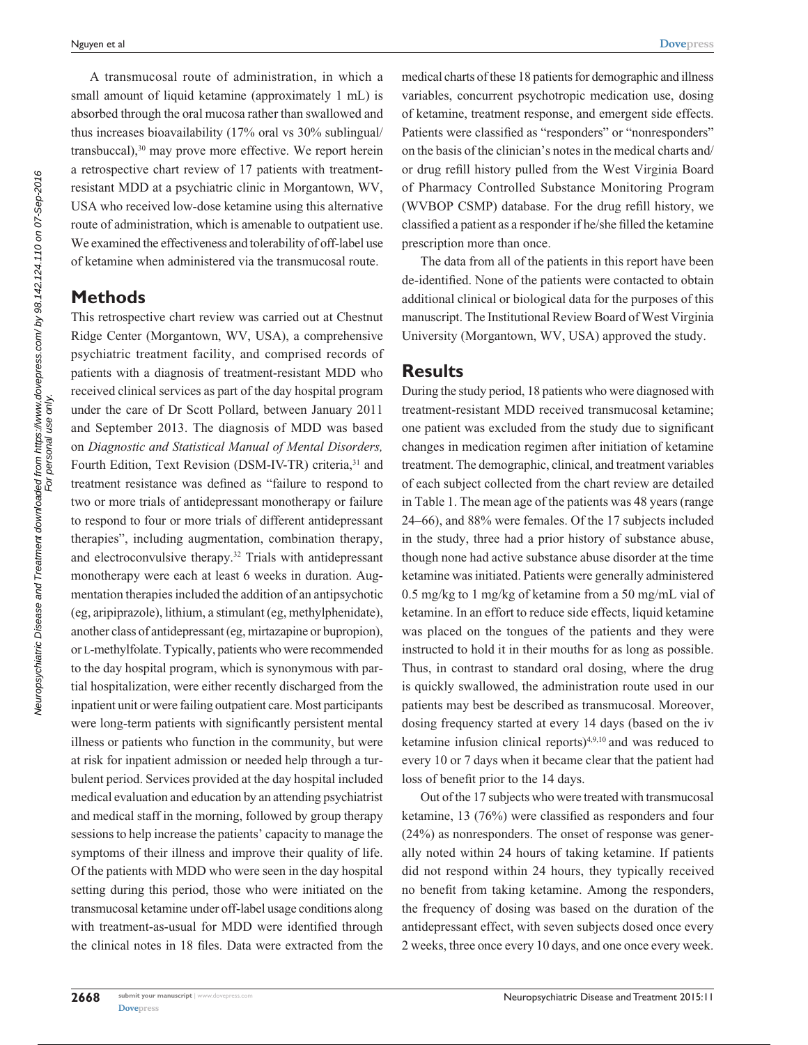A transmucosal route of administration, in which a small amount of liquid ketamine (approximately 1 mL) is absorbed through the oral mucosa rather than swallowed and thus increases bioavailability (17% oral vs 30% sublingual/transbuccal),[30] may prove more effective. We report herein a retrospective chart review of 17 patients with treatment-resistant MDD at a psychiatric clinic in Morgantown, WV, USA who received low-dose ketamine using this alternative route of administration, which is amenable to outpatient use. We examined the effectiveness and tolerability of off-label use of ketamine when administered via the transmucosal route.

## Methods

This retrospective chart review was carried out at Chestnut Ridge Center (Morgantown, WV, USA), a comprehensive psychiatric treatment facility, and comprised records of patients with a diagnosis of treatment-resistant MDD who received clinical services as part of the day hospital program under the care of Dr Scott Pollard, between January 2011 and September 2013. The diagnosis of MDD was based on *Diagnostic and Statistical Manual of Mental Disorders,* Fourth Edition, Text Revision (DSM-IV-TR) criteria,[31] and treatment resistance was defined as "failure to respond to two or more trials of antidepressant monotherapy or failure to respond to four or more trials of different antidepressant therapies", including augmentation, combination therapy, and electroconvulsive therapy.[32] Trials with antidepressant monotherapy were each at least 6 weeks in duration. Augmentation therapies included the addition of an antipsychotic (eg, aripiprazole), lithium, a stimulant (eg, methylphenidate), another class of antidepressant (eg, mirtazapine or bupropion), or L-methylfolate. Typically, patients who were recommended to the day hospital program, which is synonymous with partial hospitalization, were either recently discharged from the inpatient unit or were failing outpatient care. Most participants were long-term patients with significantly persistent mental illness or patients who function in the community, but were at risk for inpatient admission or needed help through a turbulent period. Services provided at the day hospital included medical evaluation and education by an attending psychiatrist and medical staff in the morning, followed by group therapy sessions to help increase the patients' capacity to manage the symptoms of their illness and improve their quality of life. Of the patients with MDD who were seen in the day hospital setting during this period, those who were initiated on the transmucosal ketamine under off-label usage conditions along with treatment-as-usual for MDD were identified through the clinical notes in 18 files. Data were extracted from the medical charts of these 18 patients for demographic and illness variables, concurrent psychotropic medication use, dosing of ketamine, treatment response, and emergent side effects. Patients were classified as "responders" or "nonresponders" on the basis of the clinician's notes in the medical charts and/or drug refill history pulled from the West Virginia Board of Pharmacy Controlled Substance Monitoring Program (WVBOP CSMP) database. For the drug refill history, we classified a patient as a responder if he/she filled the ketamine prescription more than once.

The data from all of the patients in this report have been de-identified. None of the patients were contacted to obtain additional clinical or biological data for the purposes of this manuscript. The Institutional Review Board of West Virginia University (Morgantown, WV, USA) approved the study.

## Results

During the study period, 18 patients who were diagnosed with treatment-resistant MDD received transmucosal ketamine; one patient was excluded from the study due to significant changes in medication regimen after initiation of ketamine treatment. The demographic, clinical, and treatment variables of each subject collected from the chart review are detailed in Table 1. The mean age of the patients was 48 years (range 24–66), and 88% were females. Of the 17 subjects included in the study, three had a prior history of substance abuse, though none had active substance abuse disorder at the time ketamine was initiated. Patients were generally administered 0.5 mg/kg to 1 mg/kg of ketamine from a 50 mg/mL vial of ketamine. In an effort to reduce side effects, liquid ketamine was placed on the tongues of the patients and they were instructed to hold it in their mouths for as long as possible. Thus, in contrast to standard oral dosing, where the drug is quickly swallowed, the administration route used in our patients may best be described as transmucosal. Moreover, dosing frequency started at every 14 days (based on the iv ketamine infusion clinical reports)[4,9,10] and was reduced to every 10 or 7 days when it became clear that the patient had loss of benefit prior to the 14 days.

Out of the 17 subjects who were treated with transmucosal ketamine, 13 (76%) were classified as responders and four (24%) as nonresponders. The onset of response was generally noted within 24 hours of taking ketamine. If patients did not respond within 24 hours, they typically received no benefit from taking ketamine. Among the responders, the frequency of dosing was based on the duration of the antidepressant effect, with seven subjects dosed once every 2 weeks, three once every 10 days, and one once every week.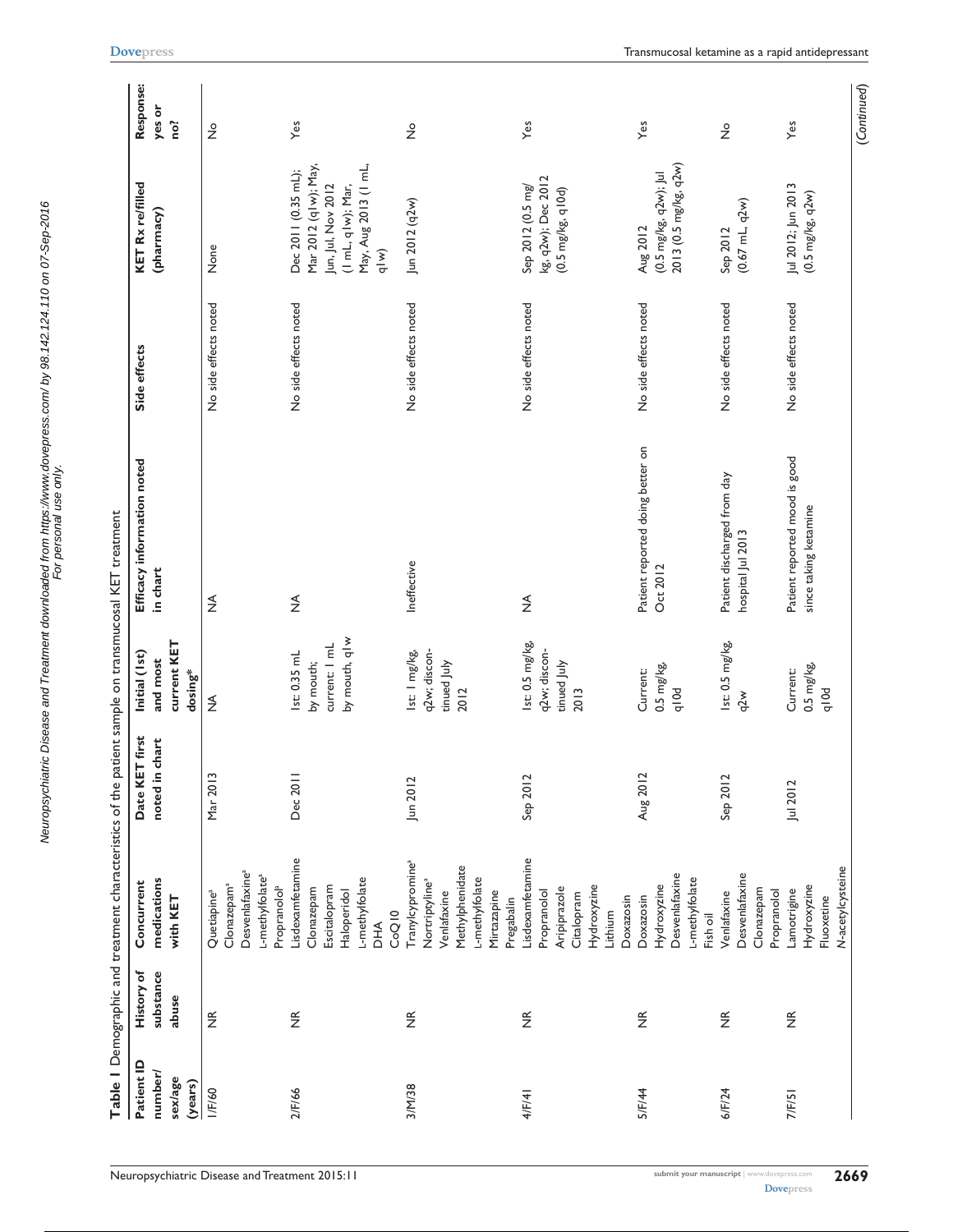**Table 1** Demographic and treatment characteristics of the patient sample on transmucosal KET treatment

| Patient ID number/sex/age (years) | History of substance abuse | Concurrent medications with KET | Date KET first noted in chart | Initial (1st) and most current KET dosing* | Efficacy information noted in chart | Side effects | KET Rx re/filled (pharmacy) | Response: yes or no? |
|---|---|---|---|---|---|---|---|---|
| 1/F/60 | NR | Quetiapine[a] Clonazepam[a] Desvenlafaxine[a] L-methylfolate[a] Propranolol[a] | Mar 2013 | NA | NA | No side effects noted | None | No |
| 2/F/66 | NR | Lisdexamfetamine Clonazepam Escitalopram Haloperidol L-methylfolate DHA CoQ10 | Dec 2011 | 1st: 0.35 mL by mouth; current: 1 mL by mouth, q1w | NA | No side effects noted | Dec 2011 (0.35 mL); Mar 2012 (q1w); May, Jun, Jul, Nov 2012 (1 mL, q1w); Mar, May, Aug 2013 (1 mL, q1w) | Yes |
| 3/M/38 | NR | Tranylcypromine[a] Nortriptyline[a] Venlafaxine Methylphenidate L-methylfolate Mirtazapine Pregabalin | Jun 2012 | 1st: 1 mg/kg, q2w; discontinued July 2012 | Ineffective | No side effects noted | Jun 2012 (q2w) | No |
| 4/F/41 | NR | Lisdexamfetamine Propranolol Aripiprazole Citalopram Hydroxyzine Lithium | Sep 2012 | 1st: 0.5 mg/kg, q2w; discontinued July 2013 | NA | No side effects noted | Sep 2012 (0.5 mg/kg, q2w); Dec 2012 (0.5 mg/kg, q10d) | Yes |
| 5/F/44 | NR | Doxazosin Hydroxyzine Desvenlafaxine L-methylfolate Fish oil | Aug 2012 | Current: 0.5 mg/kg, q10d | Patient reported doing better on Oct 2012 | No side effects noted | Aug 2012 (0.5 mg/kg, q2w); Jul 2013 (0.5 mg/kg, q2w) | Yes |
| 6/F/24 | NR | Venlafaxine Desvenlafaxine Clonazepam Propranolol | Sep 2012 | 1st: 0.5 mg/kg, q2w | Patient discharged from day hospital Jul 2013 | No side effects noted | Sep 2012 (0.67 mL, q2w) | No |
| 7/F/51 | NR | Lamotrigine Hydroxyzine Fluoxetine N-acetylcysteine | Jul 2012 | Current: 0.5 mg/kg, q10d | Patient reported mood is good since taking ketamine | No side effects noted | Jul 2012; Jun 2013 (0.5 mg/kg, q2w) | Yes |

(Continued)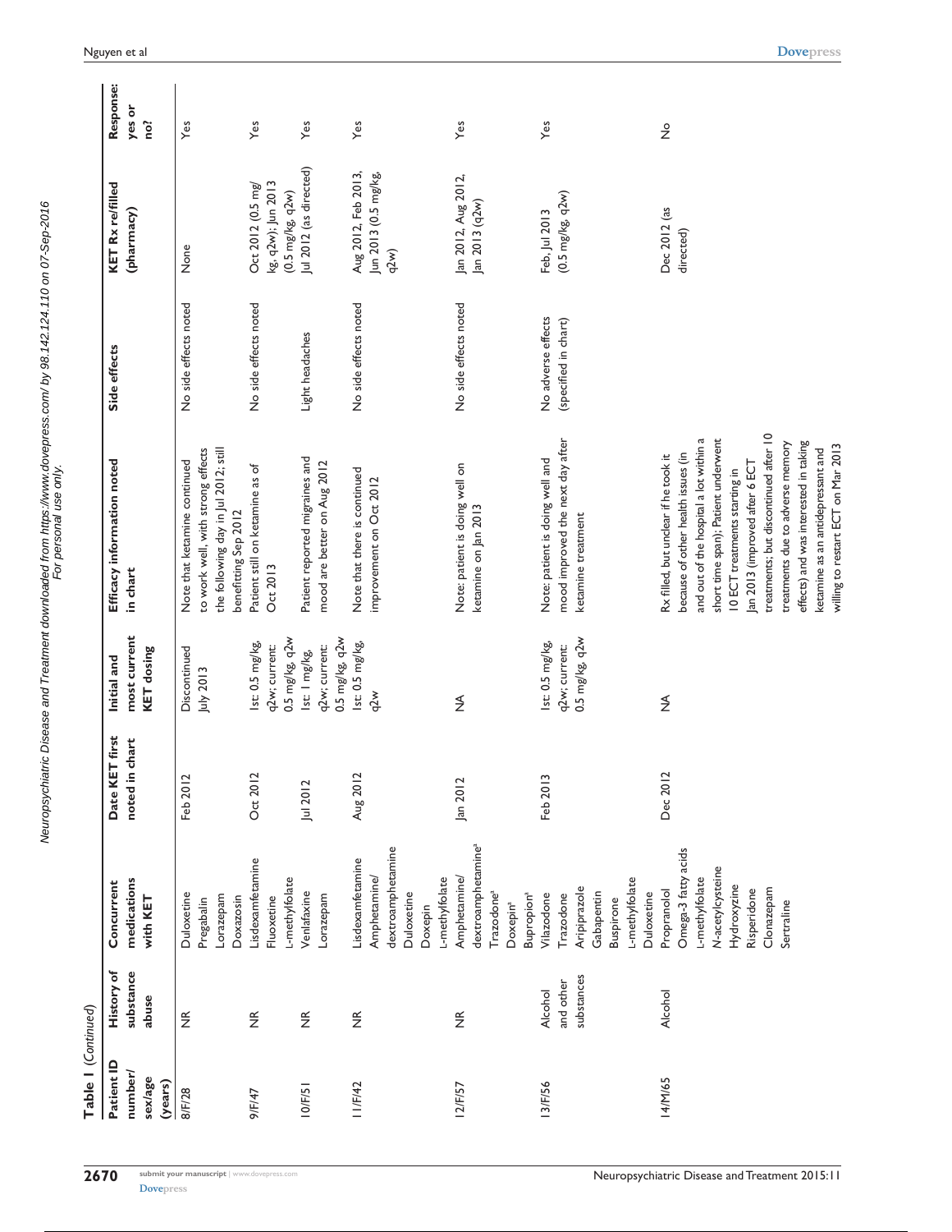**Table 1** (*Continued*)

| Patient ID number/sex/age (years) | History of substance abuse | Concurrent medications with KET | Date KET first noted in chart | Initial and most current KET dosing | Efficacy information noted in chart | Side effects | KET Rx refilled (pharmacy) | Response: yes or no? |
|---|---|---|---|---|---|---|---|---|
| 8/F/28 | NR | Duloxetine<br>Pregabalin<br>Lorazepam<br>Doxazosin | Feb 2012 | Discontinued July 2013 | Note that ketamine continued to work well, with strong effects the following day in Jul 2012; still benefitting Sep 2012 | No side effects noted | None | Yes |
| 9/F/47 | NR | Lisdexamfetamine<br>Fluoxetine<br>L-methylfolate | Oct 2012 | 1st: 0.5 mg/kg, q2w; current: 0.5 mg/kg, q2w | Patient still on ketamine as of Oct 2013 | No side effects noted | Oct 2012 (0.5 mg/kg, q2w); Jun 2013 (0.5 mg/kg, q2w) | Yes |
| 10/F/51 | NR | Venlafaxine<br>Lorazepam | Jul 2012 | 1st: 1 mg/kg, q2w; current: 0.5 mg/kg, q2w | Patient reported migraines and mood are better on Aug 2012 | Light headaches | Jul 2012 (as directed) | Yes |
| 11/F/42 | NR | Lisdexamfetamine<br>Amphetamine/dextroamphetamine<br>Duloxetine<br>Doxepin<br>L-methylfolate | Aug 2012 | 1st: 0.5 mg/kg, q2w | Note that there is continued improvement on Oct 2012 | No side effects noted | Aug 2012, Feb 2013, Jun 2013 (0.5 mg/kg, q2w) | Yes |
| 12/F/57 | NR | Amphetamine/dextroamphetamine[a]<br>Trazodone[a]<br>Doxepin[a]<br>Bupropion[a] | Jan 2012 | NA | Note: patient is doing well on ketamine on Jan 2013 | No side effects noted | Jan 2012, Aug 2012, Jan 2013 (q2w) | Yes |
| 13/F/56 | Alcohol and other substances | Vilazodone<br>Trazodone<br>Aripiprazole<br>Gabapentin<br>Buspirone<br>L-methylfolate<br>Duloxetine | Feb 2013 | 1st: 0.5 mg/kg, q2w; current: 0.5 mg/kg, q2w | Note: patient is doing well and mood improved the next day after ketamine treatment | No adverse effects (specified in chart) | Feb, Jul 2013 (0.5 mg/kg, q2w) | Yes |
| 14/M/65 | Alcohol | Propranolol<br>Omega-3 fatty acids<br>L-methylfolate<br>N-acetylcysteine<br>Hydroxyzine<br>Risperidone<br>Clonazepam<br>Sertraline | Dec 2012 | NA | Rx filled, but unclear if he took it because of other health issues (in and out of the hospital a lot within a short time span); Patient underwent 10 ECT treatments starting in Jan 2013 (improved after 6 ECT treatments; but discontinued after 10 treatments due to adverse memory effects) and was interested in taking ketamine as an antidepressant and willing to restart ECT on Mar 2013 | | Dec 2012 (as directed) | No |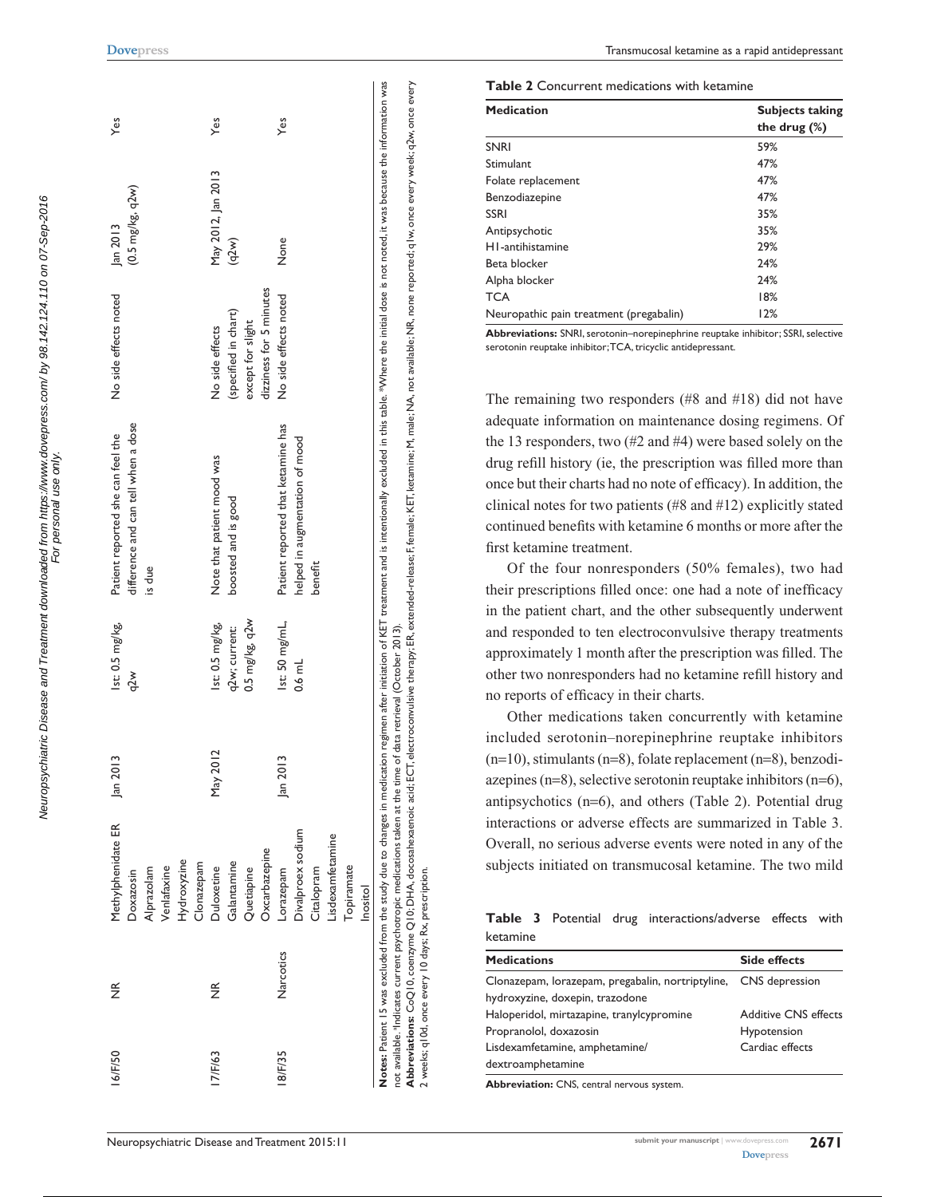| 16/F/50 | NR | Methylphenidate ER<br>Doxazosin<br>Alprazolam<br>Venlafaxine<br>Hydroxyzine<br>Clonazepam | Jan 2013 | 1st: 0.5 mg/kg, q2w | Patient reported she can feel the difference and can tell when a dose is due | No side effects noted | Jan 2013 (0.5 mg/kg, q2w) | Yes |
|---|---|---|---|---|---|---|---|---|
| 17/F/63 | NR | Duloxetine<br>Galantamine<br>Quetiapine<br>Oxcarbazepine | May 2012 | 1st: 0.5 mg/kg, q2w; current: 0.5 mg/kg, q2w | Note that patient mood was boosted and is good | No side effects (specified in chart) except for slight dizziness for 5 minutes | May 2012, Jan 2013 (q2w) | Yes |
| 18/F/35 | Narcotics | Lorazepam<br>Divalproex sodium<br>Citalopram<br>Lisdexamfetamine<br>Topiramate<br>Inositol | Jan 2013 | 1st: 50 mg/mL, 0.6 mL | Patient reported that ketamine has helped in augmentation of mood benefit | No side effects noted | None | Yes |

**Notes:** Patient 15 was excluded from the study due to changes in medication regimen after initiation of KET treatment and is intentionally excluded in this table. *Where the initial dose is not noted, it was because the information was not available. #Indicates current psychotropic medications taken at the time of data retrieval (October 2013).

**Abbreviations:** CoQ10, coenzyme Q10; DHA, docosahexaenoic acid; ECT, electroconvulsive therapy; ER, extended-release; F, female; KET, ketamine; M, male; NA, not available; NR, none reported; q1w, once every week; q2w, once every 2 weeks; q10d, once every 10 days; Rx, prescription.

**Table 2** Concurrent medications with ketamine

| Medication | Subjects taking the drug (%) |
|---|---|
| SNRI | 59% |
| Stimulant | 47% |
| Folate replacement | 47% |
| Benzodiazepine | 47% |
| SSRI | 35% |
| Antipsychotic | 35% |
| H1-antihistamine | 29% |
| Beta blocker | 24% |
| Alpha blocker | 24% |
| TCA | 18% |
| Neuropathic pain treatment (pregabalin) | 12% |

**Abbreviations:** SNRI, serotonin–norepinephrine reuptake inhibitor; SSRI, selective serotonin reuptake inhibitor; TCA, tricyclic antidepressant.

The remaining two responders (#8 and #18) did not have adequate information on maintenance dosing regimens. Of the 13 responders, two (#2 and #4) were based solely on the drug refill history (ie, the prescription was filled more than once but their charts had no note of efficacy). In addition, the clinical notes for two patients (#8 and #12) explicitly stated continued benefits with ketamine 6 months or more after the first ketamine treatment.

Of the four nonresponders (50% females), two had their prescriptions filled once: one had a note of inefficacy in the patient chart, and the other subsequently underwent and responded to ten electroconvulsive therapy treatments approximately 1 month after the prescription was filled. The other two nonresponders had no ketamine refill history and no reports of efficacy in their charts.

Other medications taken concurrently with ketamine included serotonin–norepinephrine reuptake inhibitors (n=10), stimulants (n=8), folate replacement (n=8), benzodiazepines (n=8), selective serotonin reuptake inhibitors (n=6), antipsychotics (n=6), and others (Table 2). Potential drug interactions or adverse effects are summarized in Table 3. Overall, no serious adverse events were noted in any of the subjects initiated on transmucosal ketamine. The two mild

**Table 3** Potential drug interactions/adverse effects with ketamine

| Medications | Side effects |
|---|---|
| Clonazepam, lorazepam, pregabalin, nortriptyline, hydroxyzine, doxepin, trazodone | CNS depression |
| Haloperidol, mirtazapine, tranylcypromine | Additive CNS effects |
| Propranolol, doxazosin | Hypotension |
| Lisdexamfetamine, amphetamine/dextroamphetamine | Cardiac effects |

**Abbreviation:** CNS, central nervous system.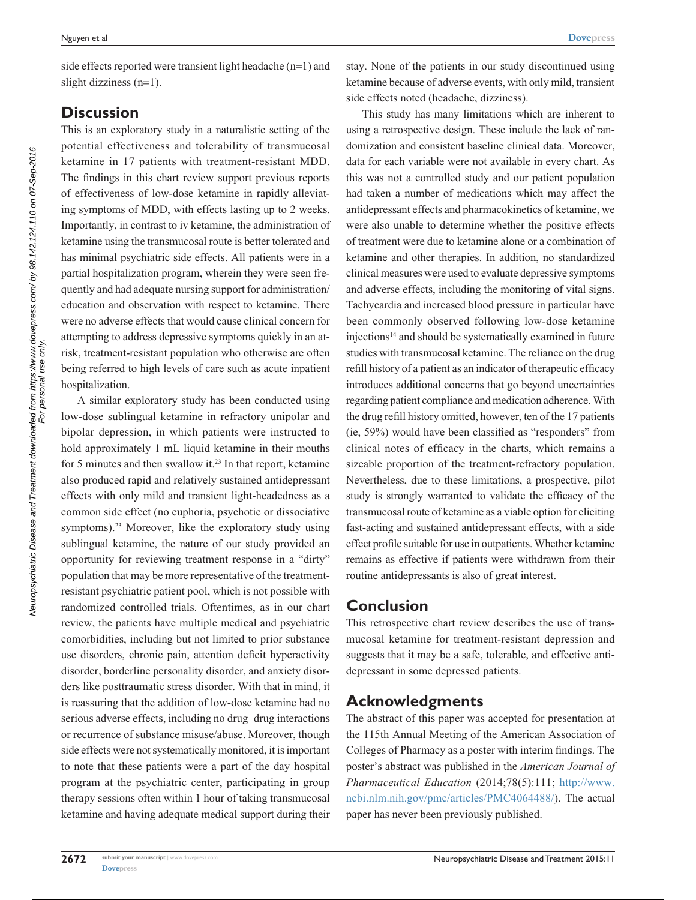side effects reported were transient light headache (n=1) and slight dizziness (n=1).

## Discussion

This is an exploratory study in a naturalistic setting of the potential effectiveness and tolerability of transmucosal ketamine in 17 patients with treatment-resistant MDD. The findings in this chart review support previous reports of effectiveness of low-dose ketamine in rapidly alleviating symptoms of MDD, with effects lasting up to 2 weeks. Importantly, in contrast to iv ketamine, the administration of ketamine using the transmucosal route is better tolerated and has minimal psychiatric side effects. All patients were in a partial hospitalization program, wherein they were seen frequently and had adequate nursing support for administration/education and observation with respect to ketamine. There were no adverse effects that would cause clinical concern for attempting to address depressive symptoms quickly in an at-risk, treatment-resistant population who otherwise are often being referred to high levels of care such as acute inpatient hospitalization.

A similar exploratory study has been conducted using low-dose sublingual ketamine in refractory unipolar and bipolar depression, in which patients were instructed to hold approximately 1 mL liquid ketamine in their mouths for 5 minutes and then swallow it.[23] In that report, ketamine also produced rapid and relatively sustained antidepressant effects with only mild and transient light-headedness as a common side effect (no euphoria, psychotic or dissociative symptoms).[23] Moreover, like the exploratory study using sublingual ketamine, the nature of our study provided an opportunity for reviewing treatment response in a "dirty" population that may be more representative of the treatment-resistant psychiatric patient pool, which is not possible with randomized controlled trials. Oftentimes, as in our chart review, the patients have multiple medical and psychiatric comorbidities, including but not limited to prior substance use disorders, chronic pain, attention deficit hyperactivity disorder, borderline personality disorder, and anxiety disorders like posttraumatic stress disorder. With that in mind, it is reassuring that the addition of low-dose ketamine had no serious adverse effects, including no drug–drug interactions or recurrence of substance misuse/abuse. Moreover, though side effects were not systematically monitored, it is important to note that these patients were a part of the day hospital program at the psychiatric center, participating in group therapy sessions often within 1 hour of taking transmucosal ketamine and having adequate medical support during their stay. None of the patients in our study discontinued using ketamine because of adverse events, with only mild, transient side effects noted (headache, dizziness).

This study has many limitations which are inherent to using a retrospective design. These include the lack of randomization and consistent baseline clinical data. Moreover, data for each variable were not available in every chart. As this was not a controlled study and our patient population had taken a number of medications which may affect the antidepressant effects and pharmacokinetics of ketamine, we were also unable to determine whether the positive effects of treatment were due to ketamine alone or a combination of ketamine and other therapies. In addition, no standardized clinical measures were used to evaluate depressive symptoms and adverse effects, including the monitoring of vital signs. Tachycardia and increased blood pressure in particular have been commonly observed following low-dose ketamine injections[14] and should be systematically examined in future studies with transmucosal ketamine. The reliance on the drug refill history of a patient as an indicator of therapeutic efficacy introduces additional concerns that go beyond uncertainties regarding patient compliance and medication adherence. With the drug refill history omitted, however, ten of the 17 patients (ie, 59%) would have been classified as "responders" from clinical notes of efficacy in the charts, which remains a sizeable proportion of the treatment-refractory population. Nevertheless, due to these limitations, a prospective, pilot study is strongly warranted to validate the efficacy of the transmucosal route of ketamine as a viable option for eliciting fast-acting and sustained antidepressant effects, with a side effect profile suitable for use in outpatients. Whether ketamine remains as effective if patients were withdrawn from their routine antidepressants is also of great interest.

## Conclusion

This retrospective chart review describes the use of transmucosal ketamine for treatment-resistant depression and suggests that it may be a safe, tolerable, and effective antidepressant in some depressed patients.

## Acknowledgments

The abstract of this paper was accepted for presentation at the 115th Annual Meeting of the American Association of Colleges of Pharmacy as a poster with interim findings. The poster's abstract was published in the *American Journal of Pharmaceutical Education* (2014;78(5):111; http://www.ncbi.nlm.nih.gov/pmc/articles/PMC4064488/). The actual paper has never been previously published.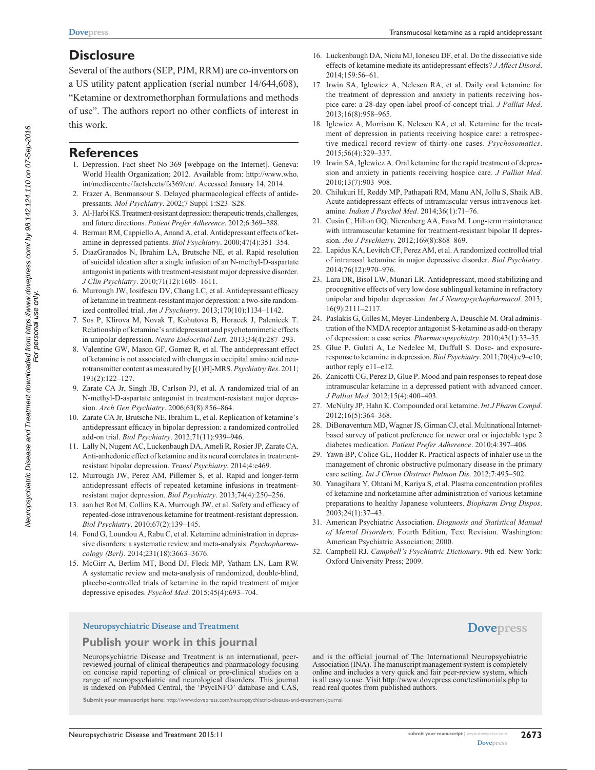## Disclosure

Several of the authors (SEP, PJM, RRM) are co-inventors on a US utility patent application (serial number 14/644,608), "Ketamine or dextromethorphan formulations and methods of use". The authors report no other conflicts of interest in this work.

## References

1. Depression. Fact sheet No 369 [webpage on the Internet]. Geneva: World Health Organization; 2012. Available from: http://www.who.int/mediacentre/factsheets/fs369/en/. Accessed January 14, 2014.
2. Frazer A, Benmansour S. Delayed pharmacological effects of antidepressants. *Mol Psychiatry*. 2002;7 Suppl 1:S23–S28.
3. Al-Harbi KS. Treatment-resistant depression: therapeutic trends, challenges, and future directions. *Patient Prefer Adherence*. 2012;6:369–388.
4. Berman RM, Cappiello A, Anand A, et al. Antidepressant effects of ketamine in depressed patients. *Biol Psychiatry*. 2000;47(4):351–354.
5. DiazGranados N, Ibrahim LA, Brutsche NE, et al. Rapid resolution of suicidal ideation after a single infusion of an N-methyl-D-aspartate antagonist in patients with treatment-resistant major depressive disorder. *J Clin Psychiatry*. 2010;71(12):1605–1611.
6. Murrough JW, Iosifescu DV, Chang LC, et al. Antidepressant efficacy of ketamine in treatment-resistant major depression: a two-site randomized controlled trial. *Am J Psychiatry*. 2013;170(10):1134–1142.
7. Sos P, Klirova M, Novak T, Kohutova B, Horacek J, Palenicek T. Relationship of ketamine's antidepressant and psychotomimetic effects in unipolar depression. *Neuro Endocrinol Lett*. 2013;34(4):287–293.
8. Valentine GW, Mason GF, Gomez R, et al. The antidepressant effect of ketamine is not associated with changes in occipital amino acid neurotransmitter content as measured by [(1)H]-MRS. *Psychiatry Res*. 2011;191(2):122–127.
9. Zarate CA Jr, Singh JB, Carlson PJ, et al. A randomized trial of an N-methyl-D-aspartate antagonist in treatment-resistant major depression. *Arch Gen Psychiatry*. 2006;63(8):856–864.
10. Zarate CA Jr, Brutsche NE, Ibrahim L, et al. Replication of ketamine's antidepressant efficacy in bipolar depression: a randomized controlled add-on trial. *Biol Psychiatry*. 2012;71(11):939–946.
11. Lally N, Nugent AC, Luckenbaugh DA, Ameli R, Rosier JP, Zarate CA. Anti-anhedonic effect of ketamine and its neural correlates in treatment-resistant bipolar depression. *Transl Psychiatry*. 2014;4:e469.
12. Murrough JW, Perez AM, Pillemer S, et al. Rapid and longer-term antidepressant effects of repeated ketamine infusions in treatment-resistant major depression. *Biol Psychiatry*. 2013;74(4):250–256.
13. aan het Rot M, Collins KA, Murrough JW, et al. Safety and efficacy of repeated-dose intravenous ketamine for treatment-resistant depression. *Biol Psychiatry*. 2010;67(2):139–145.
14. Fond G, Loundou A, Rabu C, et al. Ketamine administration in depressive disorders: a systematic review and meta-analysis. *Psychopharmacology (Berl)*. 2014;231(18):3663–3676.
15. McGirr A, Berlim MT, Bond DJ, Fleck MP, Yatham LN, Lam RW. A systematic review and meta-analysis of randomized, double-blind, placebo-controlled trials of ketamine in the rapid treatment of major depressive episodes. *Psychol Med*. 2015;45(4):693–704.
16. Luckenbaugh DA, Niciu MJ, Ionescu DF, et al. Do the dissociative side effects of ketamine mediate its antidepressant effects? *J Affect Disord*. 2014;159:56–61.
17. Irwin SA, Iglewicz A, Nelesen RA, et al. Daily oral ketamine for the treatment of depression and anxiety in patients receiving hospice care: a 28-day open-label proof-of-concept trial. *J Palliat Med*. 2013;16(8):958–965.
18. Iglewicz A, Morrison K, Nelesen KA, et al. Ketamine for the treatment of depression in patients receiving hospice care: a retrospective medical record review of thirty-one cases. *Psychosomatics*. 2015;56(4):329–337.
19. Irwin SA, Iglewicz A. Oral ketamine for the rapid treatment of depression and anxiety in patients receiving hospice care. *J Palliat Med*. 2010;13(7):903–908.
20. Chilukuri H, Reddy MP, Pathapati RM, Manu AN, Jollu S, Shaik AB. Acute antidepressant effects of intramuscular versus intravenous ketamine. *Indian J Psychol Med*. 2014;36(1):71–76.
21. Cusin C, Hilton GQ, Nierenberg AA, Fava M. Long-term maintenance with intramuscular ketamine for treatment-resistant bipolar II depression. *Am J Psychiatry*. 2012;169(8):868–869.
22. Lapidus KA, Levitch CF, Perez AM, et al. A randomized controlled trial of intranasal ketamine in major depressive disorder. *Biol Psychiatry*. 2014;76(12):970–976.
23. Lara DR, Bisol LW, Munari LR. Antidepressant, mood stabilizing and procognitive effects of very low dose sublingual ketamine in refractory unipolar and bipolar depression. *Int J Neuropsychopharmacol*. 2013;16(9):2111–2117.
24. Paslakis G, Gilles M, Meyer-Lindenberg A, Deuschle M. Oral administration of the NMDA receptor antagonist S-ketamine as add-on therapy of depression: a case series. *Pharmacopsychiatry*. 2010;43(1):33–35.
25. Glue P, Gulati A, Le Nedelec M, Duffull S. Dose- and exposure-response to ketamine in depression. *Biol Psychiatry*. 2011;70(4):e9–e10; author reply e11–e12.
26. Zanicotti CG, Perez D, Glue P. Mood and pain responses to repeat dose intramuscular ketamine in a depressed patient with advanced cancer. *J Palliat Med*. 2012;15(4):400–403.
27. McNulty JP, Hahn K. Compounded oral ketamine. *Int J Pharm Compd*. 2012;16(5):364–368.
28. DiBonaventura MD, Wagner JS, Girman CJ, et al. Multinational Internet-based survey of patient preference for newer oral or injectable type 2 diabetes medication. *Patient Prefer Adherence*. 2010;4:397–406.
29. Yawn BP, Colice GL, Hodder R. Practical aspects of inhaler use in the management of chronic obstructive pulmonary disease in the primary care setting. *Int J Chron Obstruct Pulmon Dis*. 2012;7:495–502.
30. Yanagihara Y, Ohtani M, Kariya S, et al. Plasma concentration profiles of ketamine and norketamine after administration of various ketamine preparations to healthy Japanese volunteers. *Biopharm Drug Dispos*. 2003;24(1):37–43.
31. American Psychiatric Association. *Diagnosis and Statistical Manual of Mental Disorders,* Fourth Edition, Text Revision. Washington: American Psychiatric Association; 2000.
32. Campbell RJ. *Campbell's Psychiatric Dictionary*. 9th ed. New York: Oxford University Press; 2009.

**Neuropsychiatric Disease and Treatment**

**Publish your work in this journal**

Neuropsychiatric Disease and Treatment is an international, peer-reviewed journal of clinical therapeutics and pharmacology focusing on concise rapid reporting of clinical or pre-clinical studies on a range of neuropsychiatric and neurological disorders. This journal is indexed on PubMed Central, the 'PsycINFO' database and CAS, and is the official journal of The International Neuropsychiatric Association (INA). The manuscript management system is completely online and includes a very quick and fair peer-review system, which is all easy to use. Visit http://www.dovepress.com/testimonials.php to read real quotes from published authors.

**Submit your manuscript here:** http://www.dovepress.com/neuropsychiatric-disease-and-treatment-journal